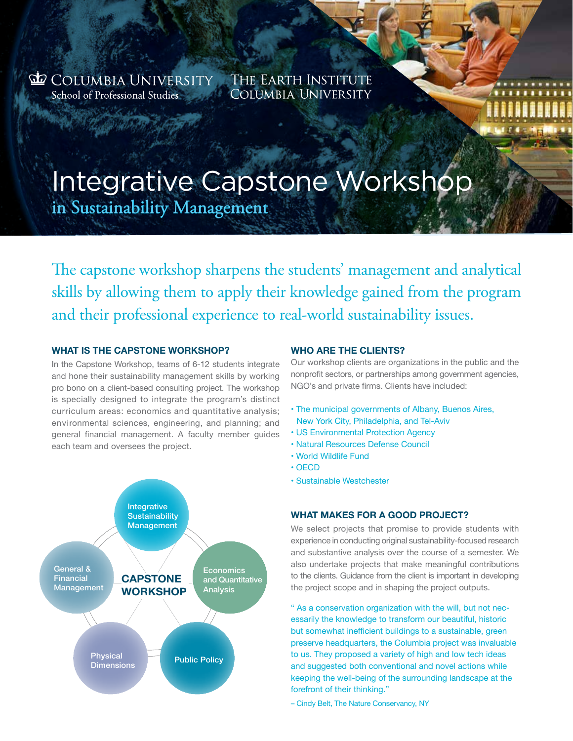Columbia University School of Professional Studies

The Earth Institute Columbia University

# Integrative Capstone Workshop in Sustainability Management

The capstone workshop sharpens the students' management and analytical skills by allowing them to apply their knowledge gained from the program and their professional experience to real-world sustainability issues.

## WHAT IS THE CAPSTONE WORKSHOP?

In the Capstone Workshop, teams of 6-12 students integrate and hone their sustainability management skills by working pro bono on a client-based consulting project. The workshop is specially designed to integrate the program's distinct curriculum areas: economics and quantitative analysis; environmental sciences, engineering, and planning; and general financial management. A faculty member guides each team and oversees the project.

CAPSTONE WORKSHOP

- Integrative Sustainability Management
- Economics and Quantitative Analysis
- Public Policy
- Physical Dimensions
- General & Financial Management

## WHO ARE THE CLIENTS?

Our workshop clients are organizations in the public and the nonprofit sectors, or partnerships among government agencies, NGO's and private firms. Clients have included:

- The municipal governments of Albany, Buenos Aires, New York City, Philadelphia, and Tel-Aviv
- US Environmental Protection Agency
- Natural Resources Defense Council
- World Wildlife Fund
- OECD
- Sustainable Westchester

## WHAT MAKES FOR A GOOD PROJECT?

We select projects that promise to provide students with experience in conducting original sustainability-focused research and substantive analysis over the course of a semester. We also undertake projects that make meaningful contributions to the clients. Guidance from the client is important in developing the project scope and in shaping the project outputs.

" As a conservation organization with the will, but not necessarily the knowledge to transform our beautiful, historic but somewhat inefficient buildings to a sustainable, green preserve headquarters, the Columbia project was invaluable to us. They proposed a variety of high and low tech ideas and suggested both conventional and novel actions while keeping the well-being of the surrounding landscape at the forefront of their thinking."

– Cindy Belt, The Nature Conservancy, NY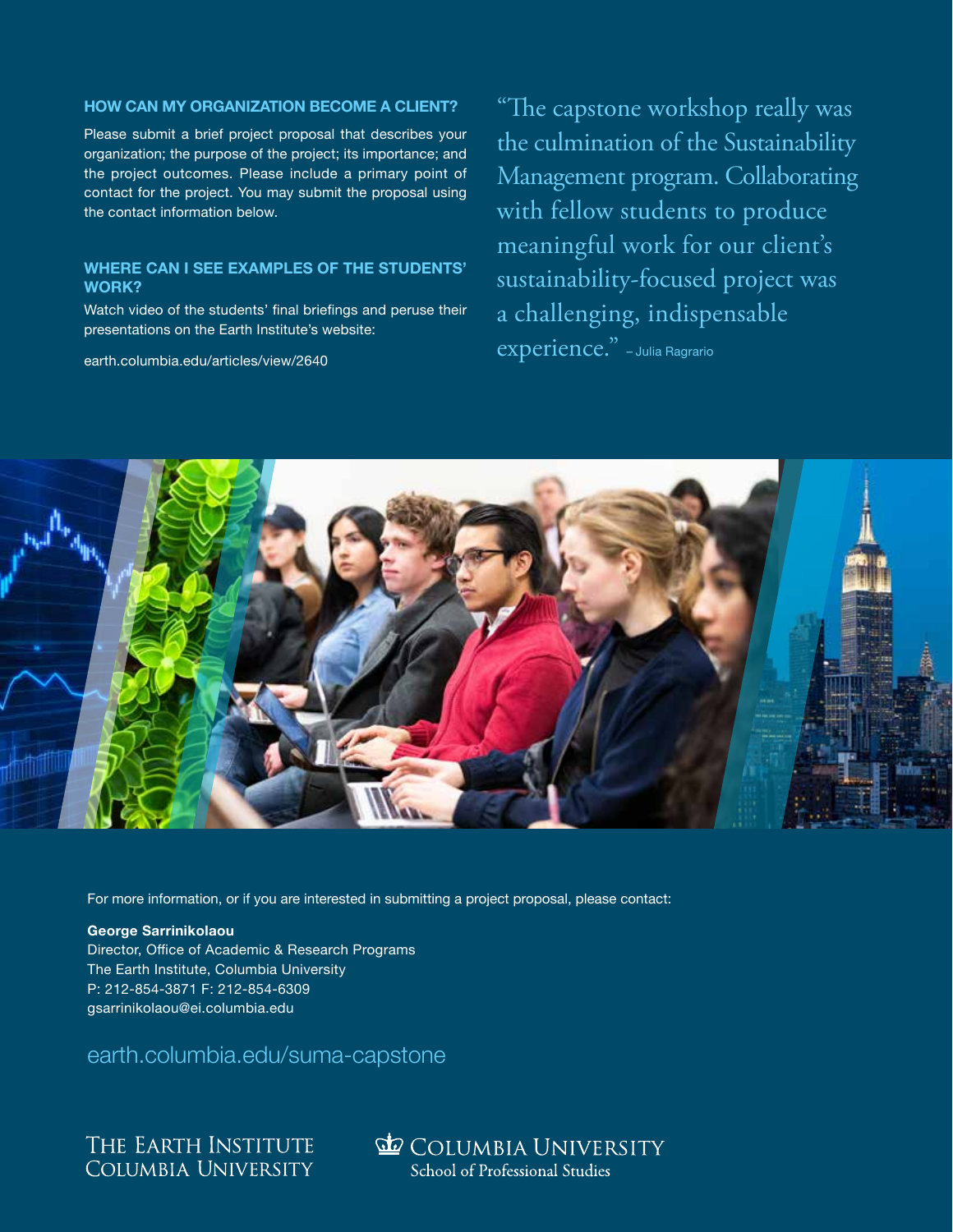### HOW CAN MY ORGANIZATION BECOME A CLIENT?

Please submit a brief project proposal that describes your organization; the purpose of the project; its importance; and the project outcomes. Please include a primary point of contact for the project. You may submit the proposal using the contact information below.

### WHERE CAN I SEE EXAMPLES OF THE STUDENTS' WORK?

Watch video of the students' final briefings and peruse their presentations on the Earth Institute's website:

earth.columbia.edu/articles/view/2640

"The capstone workshop really was the culmination of the Sustainability Management program. Collaborating with fellow students to produce meaningful work for our client's sustainability-focused project was a challenging, indispensable experience." – Julia Ragrario

For more information, or if you are interested in submitting a project proposal, please contact:

**George Sarrinikolaou**
Director, Office of Academic & Research Programs
The Earth Institute, Columbia University
P: 212-854-3871 F: 212-854-6309
gsarrinikolaou@ei.columbia.edu

earth.columbia.edu/suma-capstone

THE EARTH INSTITUTE
COLUMBIA UNIVERSITY

COLUMBIA UNIVERSITY
School of Professional Studies